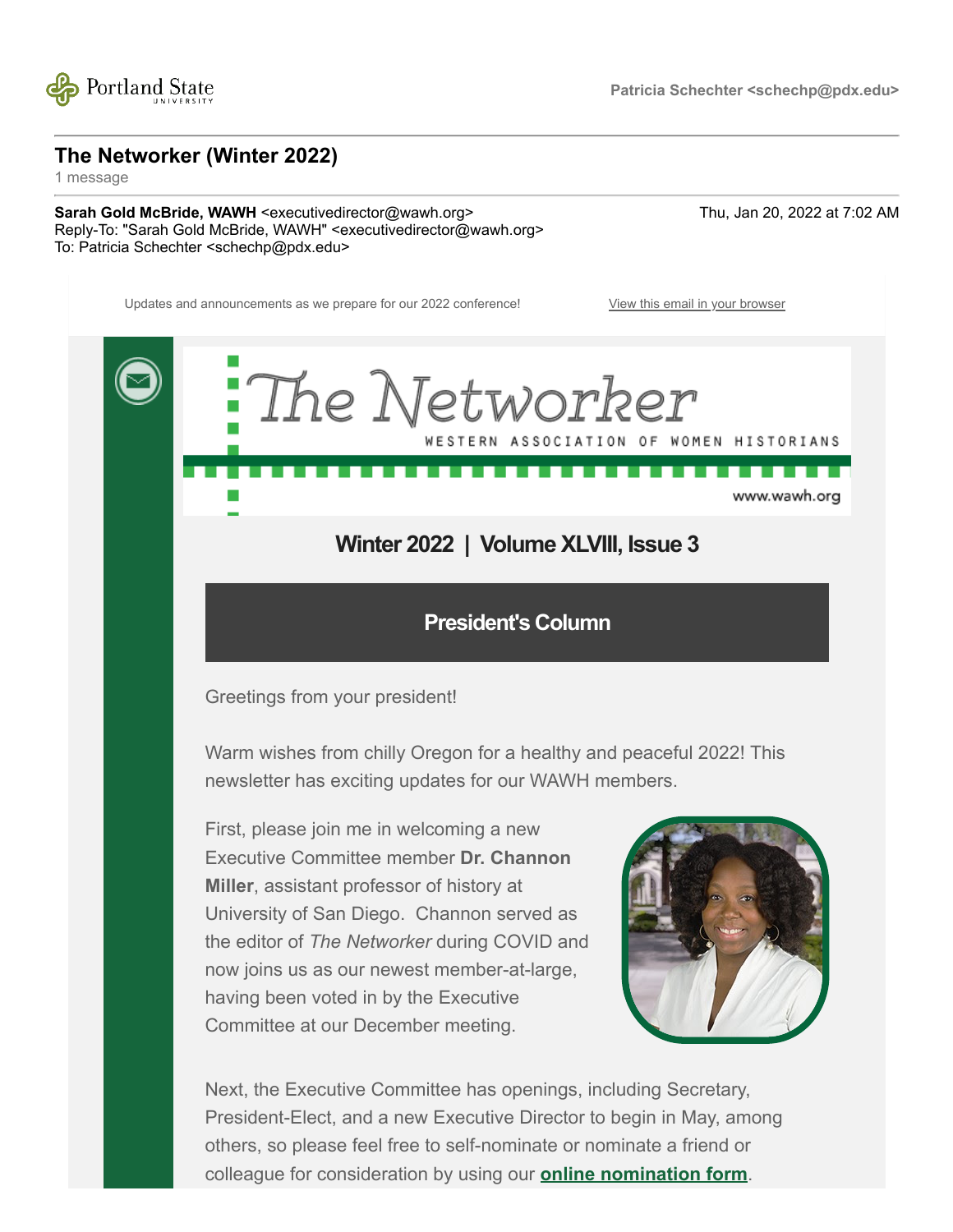Patricia Schechter <schechp@pdx.edu>

# The Networker (Winter 2022)

1 message

**Sarah Gold McBride, WAWH** <executivedirector@wawh.org> Thu, Jan 20, 2022 at 7:02 AM
Reply-To: "Sarah Gold McBride, WAWH" <executivedirector@wawh.org>
To: Patricia Schechter <schechp@pdx.edu>

Updates and announcements as we prepare for our 2022 conference! View this email in your browser

The Networker
WESTERN ASSOCIATION OF WOMEN HISTORIANS
www.wawh.org

## Winter 2022 | Volume XLVIII, Issue 3

## President's Column

Greetings from your president!

Warm wishes from chilly Oregon for a healthy and peaceful 2022! This newsletter has exciting updates for our WAWH members.

First, please join me in welcoming a new Executive Committee member **Dr. Channon Miller**, assistant professor of history at University of San Diego. Channon served as the editor of *The Networker* during COVID and now joins us as our newest member-at-large, having been voted in by the Executive Committee at our December meeting.

Next, the Executive Committee has openings, including Secretary, President-Elect, and a new Executive Director to begin in May, among others, so please feel free to self-nominate or nominate a friend or colleague for consideration by using our **online nomination form**.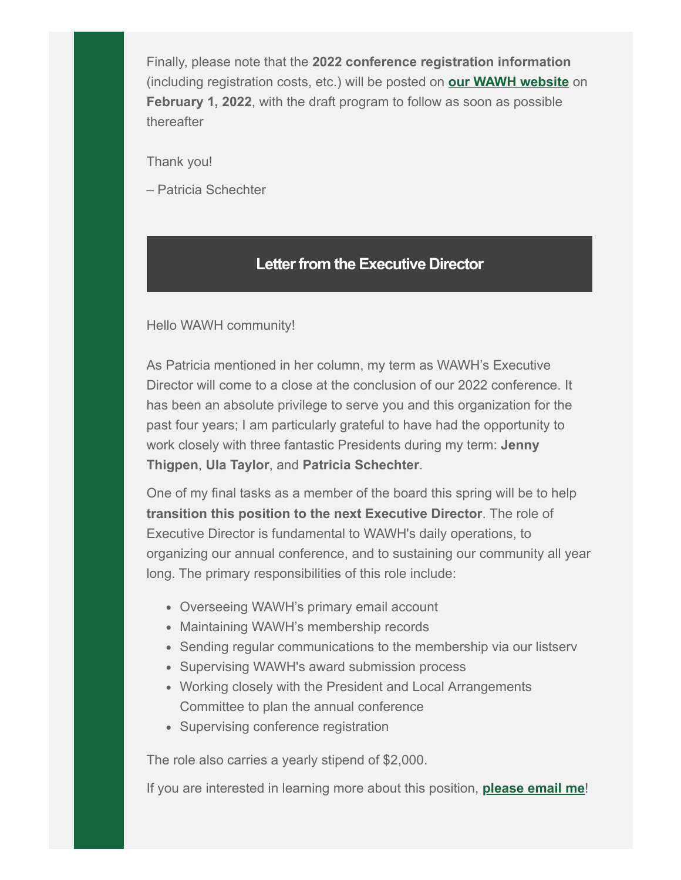Finally, please note that the **2022 conference registration information** (including registration costs, etc.) will be posted on **our WAWH website** on **February 1, 2022**, with the draft program to follow as soon as possible thereafter

Thank you!

– Patricia Schechter

## Letter from the Executive Director

Hello WAWH community!

As Patricia mentioned in her column, my term as WAWH's Executive Director will come to a close at the conclusion of our 2022 conference. It has been an absolute privilege to serve you and this organization for the past four years; I am particularly grateful to have had the opportunity to work closely with three fantastic Presidents during my term: **Jenny Thigpen**, **Ula Taylor**, and **Patricia Schechter**.

One of my final tasks as a member of the board this spring will be to help **transition this position to the next Executive Director**. The role of Executive Director is fundamental to WAWH's daily operations, to organizing our annual conference, and to sustaining our community all year long. The primary responsibilities of this role include:

- Overseeing WAWH's primary email account
- Maintaining WAWH's membership records
- Sending regular communications to the membership via our listserv
- Supervising WAWH's award submission process
- Working closely with the President and Local Arrangements Committee to plan the annual conference
- Supervising conference registration

The role also carries a yearly stipend of $2,000.

If you are interested in learning more about this position, **please email me**!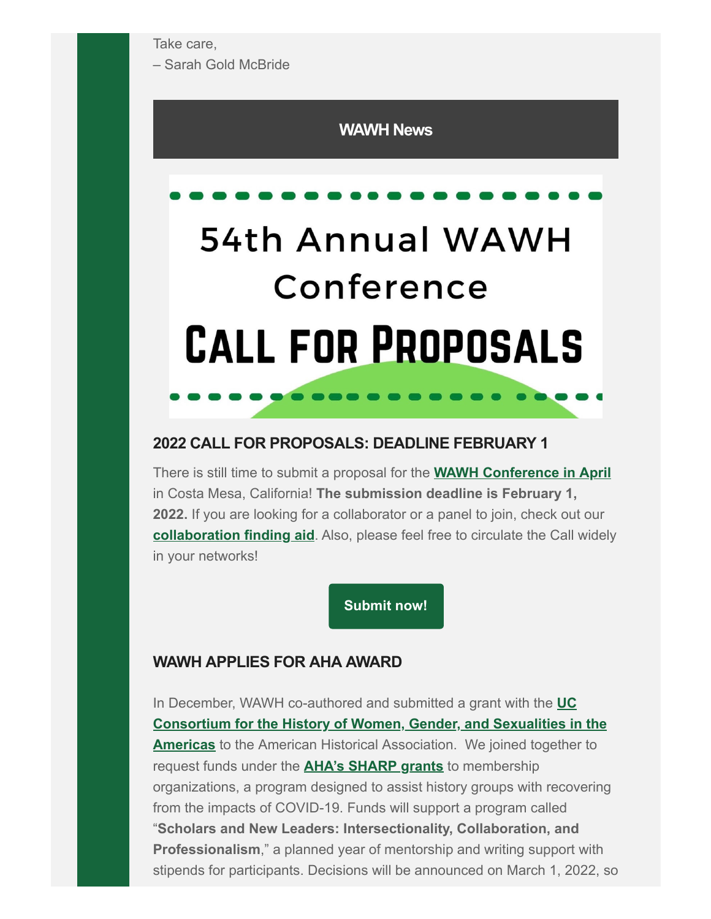Take care,
– Sarah Gold McBride

## WAWH News

54th Annual WAWH Conference

**CALL FOR PROPOSALS**

### 2022 CALL FOR PROPOSALS: DEADLINE FEBRUARY 1

There is still time to submit a proposal for the **WAWH Conference in April** in Costa Mesa, California! **The submission deadline is February 1, 2022.** If you are looking for a collaborator or a panel to join, check out our **collaboration finding aid**. Also, please feel free to circulate the Call widely in your networks!

**Submit now!**

### WAWH APPLIES FOR AHA AWARD

In December, WAWH co-authored and submitted a grant with the **UC Consortium for the History of Women, Gender, and Sexualities in the Americas** to the American Historical Association. We joined together to request funds under the **AHA's SHARP grants** to membership organizations, a program designed to assist history groups with recovering from the impacts of COVID-19. Funds will support a program called "**Scholars and New Leaders: Intersectionality, Collaboration, and Professionalism**," a planned year of mentorship and writing support with stipends for participants. Decisions will be announced on March 1, 2022, so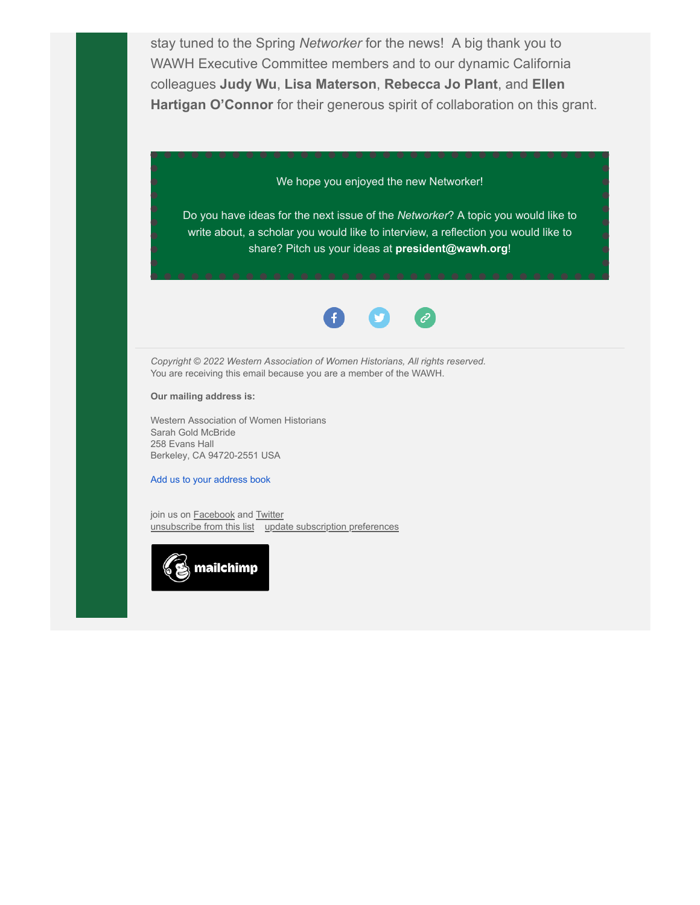stay tuned to the Spring *Networker* for the news! A big thank you to WAWH Executive Committee members and to our dynamic California colleagues **Judy Wu**, **Lisa Materson**, **Rebecca Jo Plant**, and **Ellen Hartigan O'Connor** for their generous spirit of collaboration on this grant.

We hope you enjoyed the new Networker!

Do you have ideas for the next issue of the *Networker*? A topic you would like to write about, a scholar you would like to interview, a reflection you would like to share? Pitch us your ideas at **president@wawh.org**!

---

*Copyright © 2022 Western Association of Women Historians, All rights reserved.*
You are receiving this email because you are a member of the WAWH.

**Our mailing address is:**

Western Association of Women Historians
Sarah Gold McBride
258 Evans Hall
Berkeley, CA 94720-2551 USA

Add us to your address book

join us on Facebook and Twitter
unsubscribe from this list update subscription preferences

mailchimp